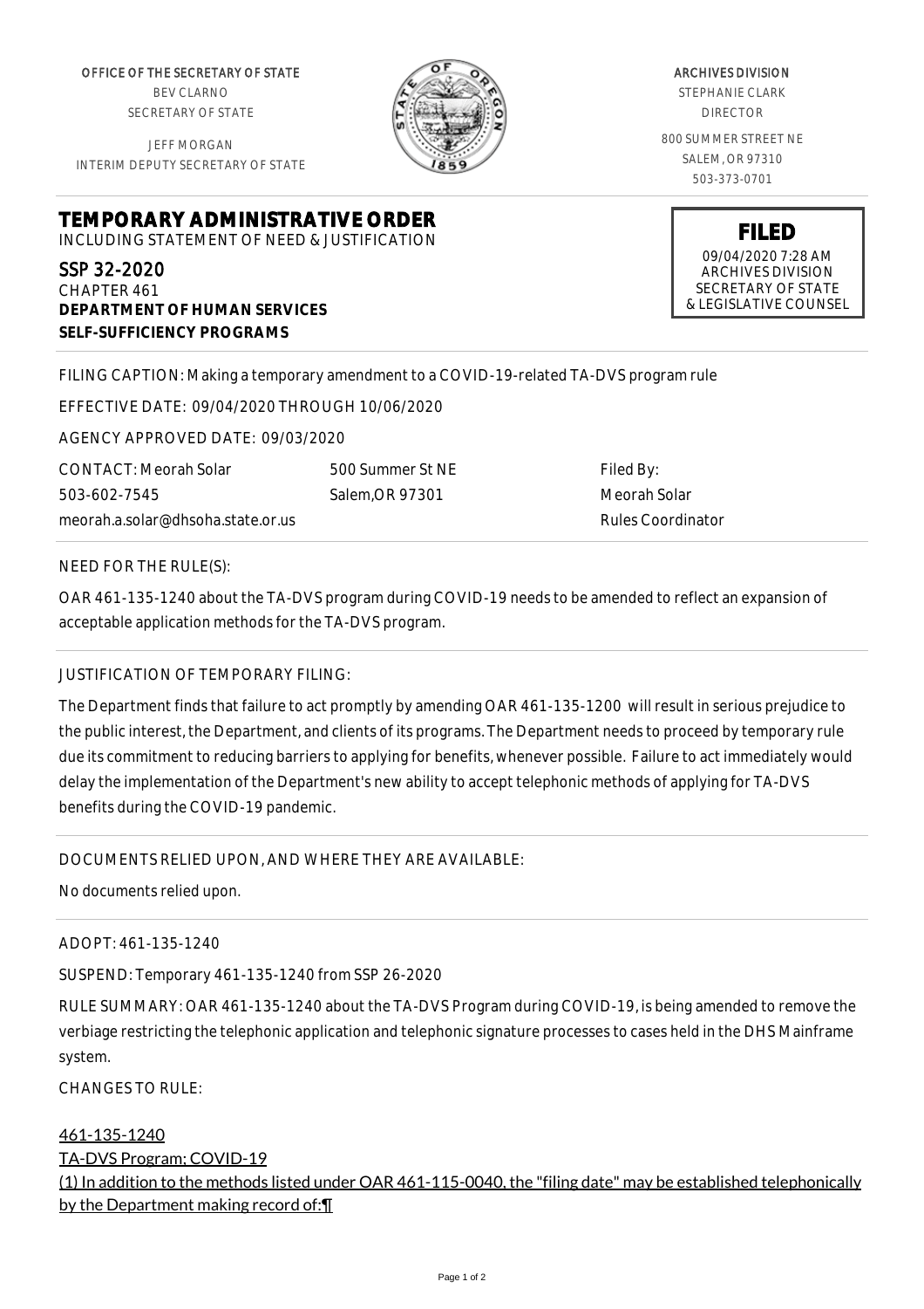OFFICE OF THE SECRETARY OF STATE
BEV CLARNO
SECRETARY OF STATE

JEFF MORGAN
INTERIM DEPUTY SECRETARY OF STATE

ARCHIVES DIVISION
STEPHANIE CLARK
DIRECTOR

800 SUMMER STREET NE
SALEM, OR 97310
503-373-0701

# TEMPORARY ADMINISTRATIVE ORDER

INCLUDING STATEMENT OF NEED & JUSTIFICATION

**FILED**
09/04/2020 7:28 AM
ARCHIVES DIVISION
SECRETARY OF STATE
& LEGISLATIVE COUNSEL

SSP 32-2020
CHAPTER 461
**DEPARTMENT OF HUMAN SERVICES**
**SELF-SUFFICIENCY PROGRAMS**

FILING CAPTION: Making a temporary amendment to a COVID-19-related TA-DVS program rule

EFFECTIVE DATE: 09/04/2020 THROUGH 10/06/2020

AGENCY APPROVED DATE: 09/03/2020

CONTACT: Meorah Solar
503-602-7545
meorah.a.solar@dhsoha.state.or.us

500 Summer St NE
Salem,OR 97301

Filed By:
Meorah Solar
Rules Coordinator

NEED FOR THE RULE(S):

OAR 461-135-1240 about the TA-DVS program during COVID-19 needs to be amended to reflect an expansion of acceptable application methods for the TA-DVS program.

JUSTIFICATION OF TEMPORARY FILING:

The Department finds that failure to act promptly by amending OAR 461-135-1200 will result in serious prejudice to the public interest, the Department, and clients of its programs. The Department needs to proceed by temporary rule due its commitment to reducing barriers to applying for benefits, whenever possible. Failure to act immediately would delay the implementation of the Department's new ability to accept telephonic methods of applying for TA-DVS benefits during the COVID-19 pandemic.

DOCUMENTS RELIED UPON, AND WHERE THEY ARE AVAILABLE:

No documents relied upon.

ADOPT: 461-135-1240

SUSPEND: Temporary 461-135-1240 from SSP 26-2020

RULE SUMMARY: OAR 461-135-1240 about the TA-DVS Program during COVID-19, is being amended to remove the verbiage restricting the telephonic application and telephonic signature processes to cases held in the DHS Mainframe system.

CHANGES TO RULE:

461-135-1240
TA-DVS Program; COVID-19
(1) In addition to the methods listed under OAR 461-115-0040, the "filing date" may be established telephonically by the Department making record of:¶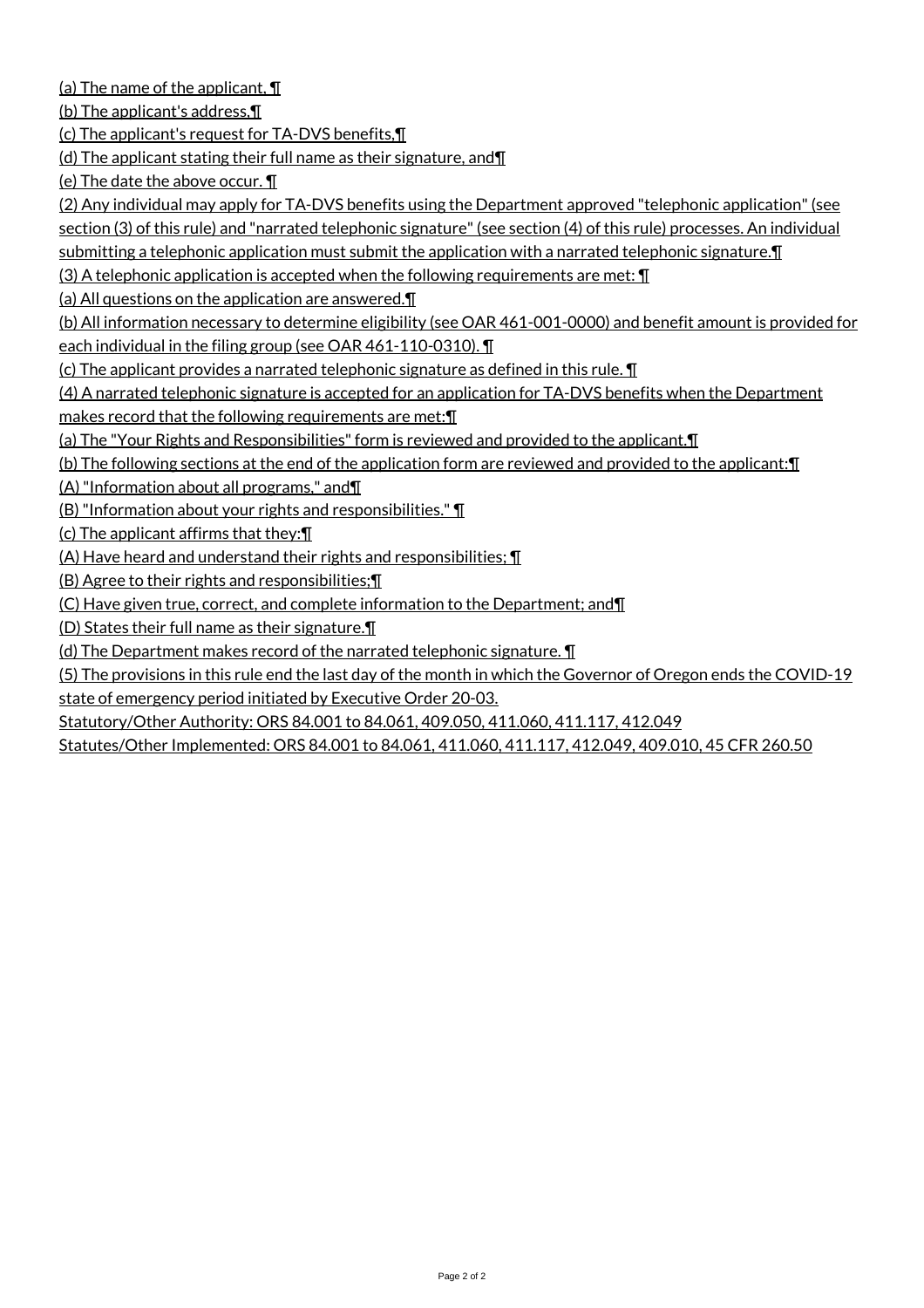(a) The name of the applicant, ¶

(b) The applicant's address,¶

(c) The applicant's request for TA-DVS benefits,¶

(d) The applicant stating their full name as their signature, and¶

(e) The date the above occur. ¶

(2) Any individual may apply for TA-DVS benefits using the Department approved "telephonic application" (see section (3) of this rule) and "narrated telephonic signature" (see section (4) of this rule) processes. An individual submitting a telephonic application must submit the application with a narrated telephonic signature.¶

(3) A telephonic application is accepted when the following requirements are met: ¶

(a) All questions on the application are answered.¶

(b) All information necessary to determine eligibility (see OAR 461-001-0000) and benefit amount is provided for each individual in the filing group (see OAR 461-110-0310). ¶

(c) The applicant provides a narrated telephonic signature as defined in this rule. ¶

(4) A narrated telephonic signature is accepted for an application for TA-DVS benefits when the Department makes record that the following requirements are met:¶

(a) The "Your Rights and Responsibilities" form is reviewed and provided to the applicant.¶

(b) The following sections at the end of the application form are reviewed and provided to the applicant:¶

(A) "Information about all programs," and¶

(B) "Information about your rights and responsibilities." ¶

(c) The applicant affirms that they:¶

(A) Have heard and understand their rights and responsibilities; ¶

(B) Agree to their rights and responsibilities;¶

(C) Have given true, correct, and complete information to the Department; and¶

(D) States their full name as their signature.¶

(d) The Department makes record of the narrated telephonic signature. ¶

(5) The provisions in this rule end the last day of the month in which the Governor of Oregon ends the COVID-19 state of emergency period initiated by Executive Order 20-03.

Statutory/Other Authority: ORS 84.001 to 84.061, 409.050, 411.060, 411.117, 412.049

Statutes/Other Implemented: ORS 84.001 to 84.061, 411.060, 411.117, 412.049, 409.010, 45 CFR 260.50